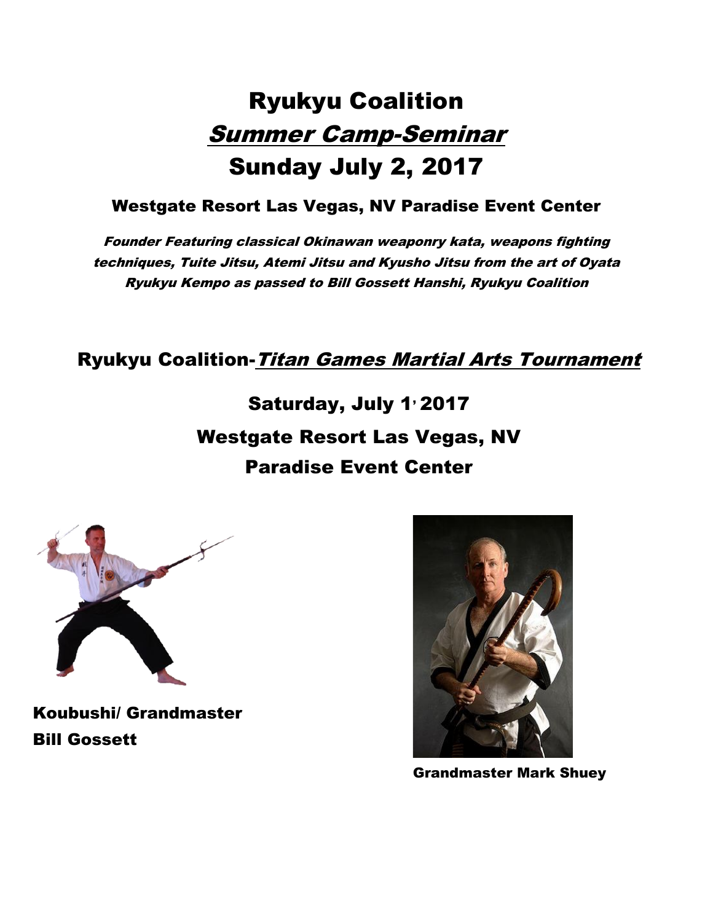# Ryukyu Coalition

## *Summer Camp-Seminar*

## Sunday July 2, 2017

**Westgate Resort Las Vegas, NV Paradise Event Center**

***Founder Featuring classical Okinawan weaponry kata, weapons fighting techniques, Tuite Jitsu, Atemi Jitsu and Kyusho Jitsu from the art of Oyata Ryukyu Kempo as passed to Bill Gossett Hanshi, Ryukyu Coalition***

## Ryukyu Coalition-*Titan Games Martial Arts Tournament*

**Saturday, July 1, 2017**

**Westgate Resort Las Vegas, NV**

**Paradise Event Center**

**Koubushi/ Grandmaster Bill Gossett**

**Grandmaster Mark Shuey**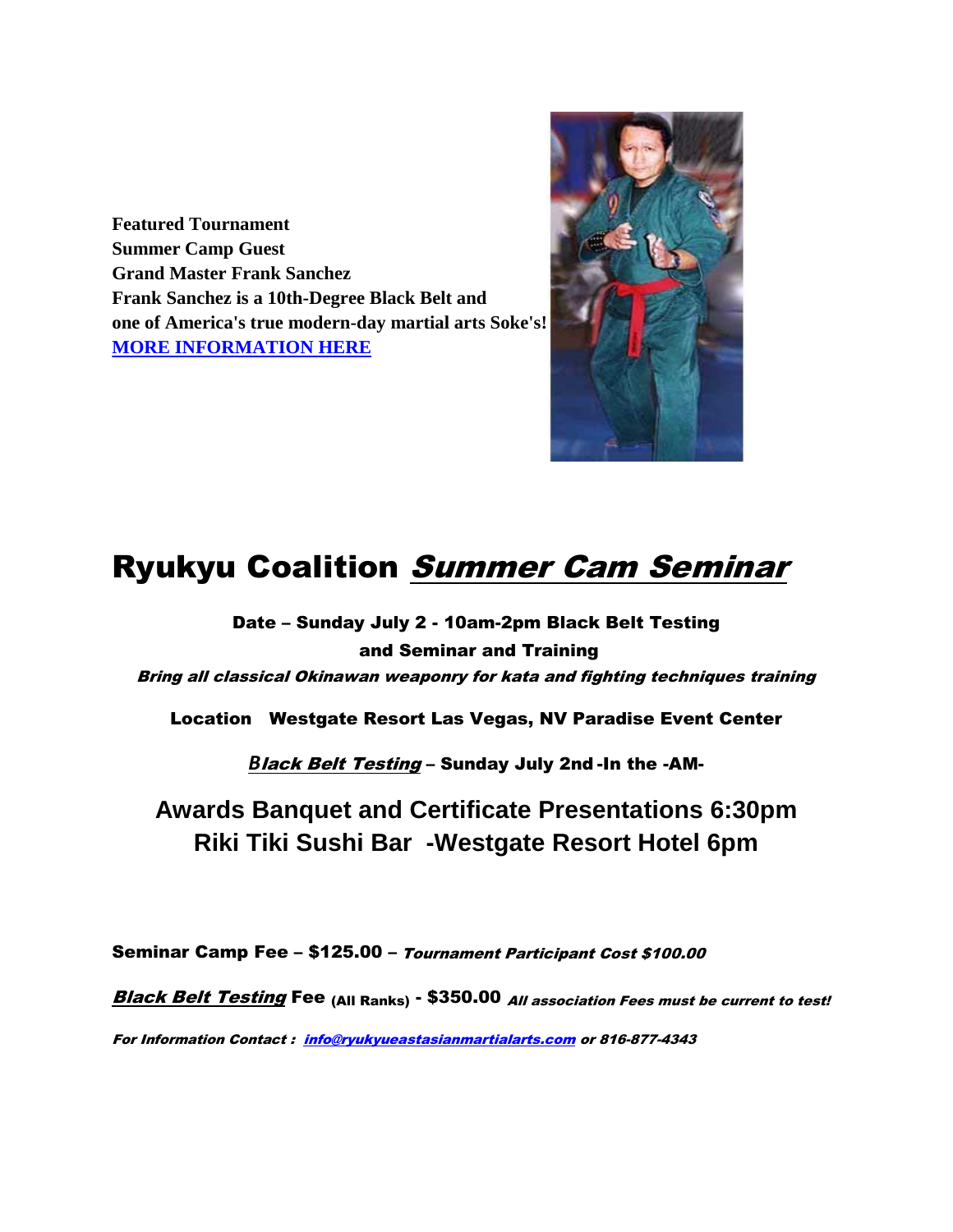**Featured Tournament**
**Summer Camp Guest**
**Grand Master Frank Sanchez**
**Frank Sanchez is a 10th-Degree Black Belt and one of America's true modern-day martial arts Soke's!**
**MORE INFORMATION HERE**

# Ryukyu Coalition *Summer Cam Seminar*

**Date – Sunday July 2 - 10am-2pm Black Belt Testing and Seminar and Training**

***Bring all classical Okinawan weaponry for kata and fighting techniques training***

**Location Westgate Resort Las Vegas, NV Paradise Event Center**

***Black Belt Testing*** **– Sunday July 2nd -In the -AM-**

## Awards Banquet and Certificate Presentations 6:30pm
## Riki Tiki Sushi Bar -Westgate Resort Hotel 6pm

**Seminar Camp Fee – $125.00 –** ***Tournament Participant Cost $100.00***

***Black Belt Testing*** **Fee (All Ranks) - $350.00** ***All association Fees must be current to test!***

***For Information Contact : info@ryukyueastasianmartialarts.com or 816-877-4343***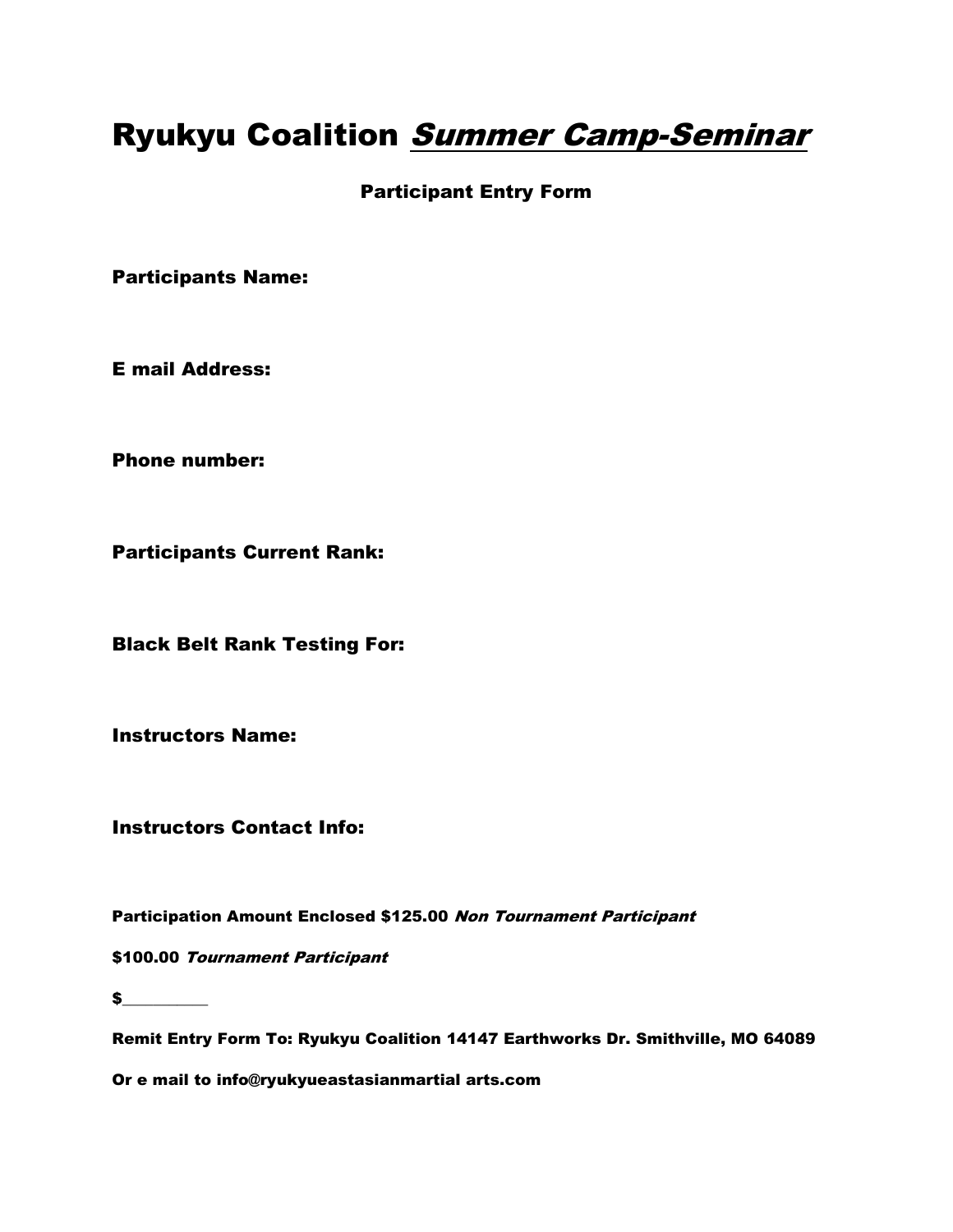# Ryukyu Coalition *Summer Camp-Seminar*

**Participant Entry Form**

**Participants Name:**

**E mail Address:**

**Phone number:**

**Participants Current Rank:**

**Black Belt Rank Testing For:**

**Instructors Name:**

**Instructors Contact Info:**

**Participation Amount Enclosed $125.00** ***Non Tournament Participant***

**$100.00** ***Tournament Participant***

**$__________**

**Remit Entry Form To: Ryukyu Coalition 14147 Earthworks Dr. Smithville, MO 64089**

**Or e mail to info@ryukyueastasianmartial arts.com**